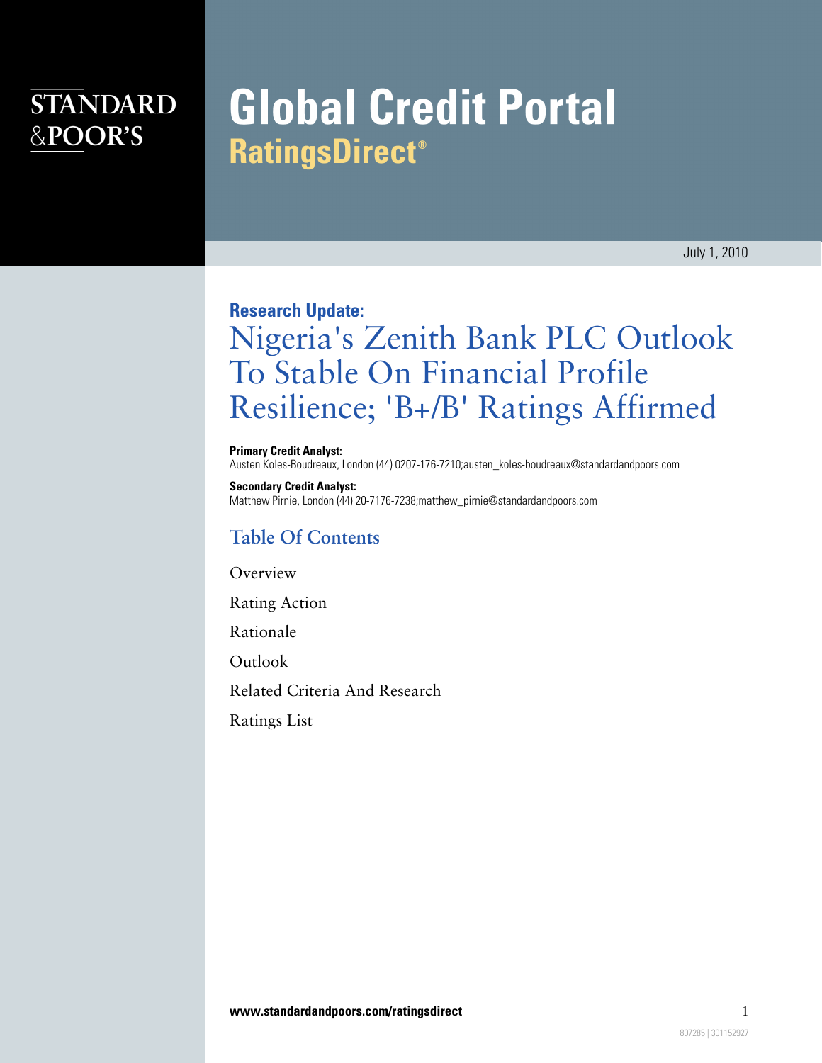STANDARD &POOR'S

# Global Credit Portal
## RatingsDirect®

July 1, 2010

**Research Update:**

# Nigeria's Zenith Bank PLC Outlook To Stable On Financial Profile Resilience; 'B+/B' Ratings Affirmed

**Primary Credit Analyst:**
Austen Koles-Boudreaux, London (44) 0207-176-7210;austen_koles-boudreaux@standardandpoors.com

**Secondary Credit Analyst:**
Matthew Pirnie, London (44) 20-7176-7238;matthew_pirnie@standardandpoors.com

## Table Of Contents

Overview

Rating Action

Rationale

Outlook

Related Criteria And Research

Ratings List

**www.standardandpoors.com/ratingsdirect**

807285 | 301152927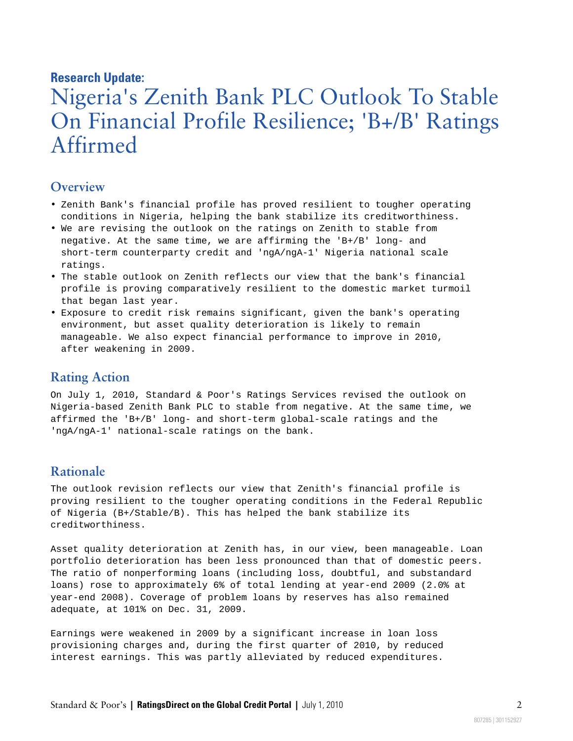**Research Update:**

# Nigeria's Zenith Bank PLC Outlook To Stable On Financial Profile Resilience; 'B+/B' Ratings Affirmed

## Overview

- Zenith Bank's financial profile has proved resilient to tougher operating conditions in Nigeria, helping the bank stabilize its creditworthiness.
- We are revising the outlook on the ratings on Zenith to stable from negative. At the same time, we are affirming the 'B+/B' long- and short-term counterparty credit and 'ngA/ngA-1' Nigeria national scale ratings.
- The stable outlook on Zenith reflects our view that the bank's financial profile is proving comparatively resilient to the domestic market turmoil that began last year.
- Exposure to credit risk remains significant, given the bank's operating environment, but asset quality deterioration is likely to remain manageable. We also expect financial performance to improve in 2010, after weakening in 2009.

## Rating Action

On July 1, 2010, Standard & Poor's Ratings Services revised the outlook on Nigeria-based Zenith Bank PLC to stable from negative. At the same time, we affirmed the 'B+/B' long- and short-term global-scale ratings and the 'ngA/ngA-1' national-scale ratings on the bank.

## Rationale

The outlook revision reflects our view that Zenith's financial profile is proving resilient to the tougher operating conditions in the Federal Republic of Nigeria (B+/Stable/B). This has helped the bank stabilize its creditworthiness.

Asset quality deterioration at Zenith has, in our view, been manageable. Loan portfolio deterioration has been less pronounced than that of domestic peers. The ratio of nonperforming loans (including loss, doubtful, and substandard loans) rose to approximately 6% of total lending at year-end 2009 (2.0% at year-end 2008). Coverage of problem loans by reserves has also remained adequate, at 101% on Dec. 31, 2009.

Earnings were weakened in 2009 by a significant increase in loan loss provisioning charges and, during the first quarter of 2010, by reduced interest earnings. This was partly alleviated by reduced expenditures.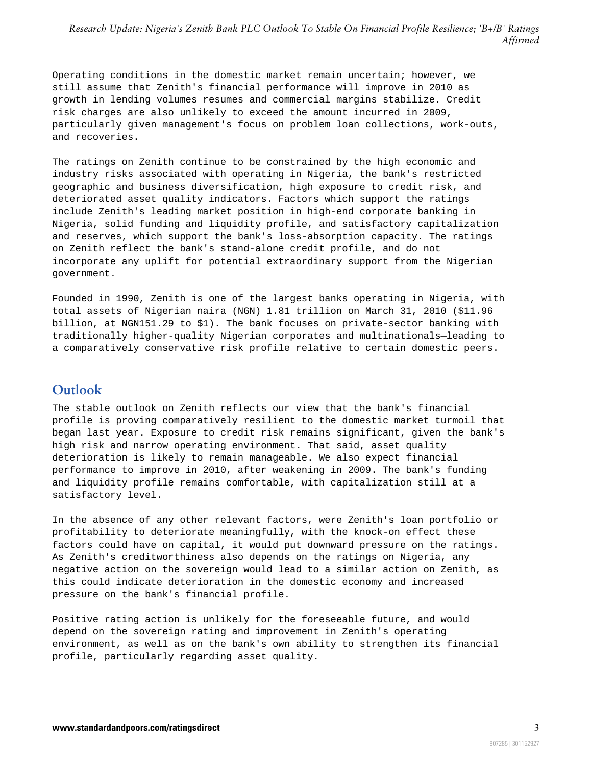Operating conditions in the domestic market remain uncertain; however, we still assume that Zenith's financial performance will improve in 2010 as growth in lending volumes resumes and commercial margins stabilize. Credit risk charges are also unlikely to exceed the amount incurred in 2009, particularly given management's focus on problem loan collections, work-outs, and recoveries.

The ratings on Zenith continue to be constrained by the high economic and industry risks associated with operating in Nigeria, the bank's restricted geographic and business diversification, high exposure to credit risk, and deteriorated asset quality indicators. Factors which support the ratings include Zenith's leading market position in high-end corporate banking in Nigeria, solid funding and liquidity profile, and satisfactory capitalization and reserves, which support the bank's loss-absorption capacity. The ratings on Zenith reflect the bank's stand-alone credit profile, and do not incorporate any uplift for potential extraordinary support from the Nigerian government.

Founded in 1990, Zenith is one of the largest banks operating in Nigeria, with total assets of Nigerian naira (NGN) 1.81 trillion on March 31, 2010 ($11.96 billion, at NGN151.29 to $1). The bank focuses on private-sector banking with traditionally higher-quality Nigerian corporates and multinationals—leading to a comparatively conservative risk profile relative to certain domestic peers.

## Outlook

The stable outlook on Zenith reflects our view that the bank's financial profile is proving comparatively resilient to the domestic market turmoil that began last year. Exposure to credit risk remains significant, given the bank's high risk and narrow operating environment. That said, asset quality deterioration is likely to remain manageable. We also expect financial performance to improve in 2010, after weakening in 2009. The bank's funding and liquidity profile remains comfortable, with capitalization still at a satisfactory level.

In the absence of any other relevant factors, were Zenith's loan portfolio or profitability to deteriorate meaningfully, with the knock-on effect these factors could have on capital, it would put downward pressure on the ratings. As Zenith's creditworthiness also depends on the ratings on Nigeria, any negative action on the sovereign would lead to a similar action on Zenith, as this could indicate deterioration in the domestic economy and increased pressure on the bank's financial profile.

Positive rating action is unlikely for the foreseeable future, and would depend on the sovereign rating and improvement in Zenith's operating environment, as well as on the bank's own ability to strengthen its financial profile, particularly regarding asset quality.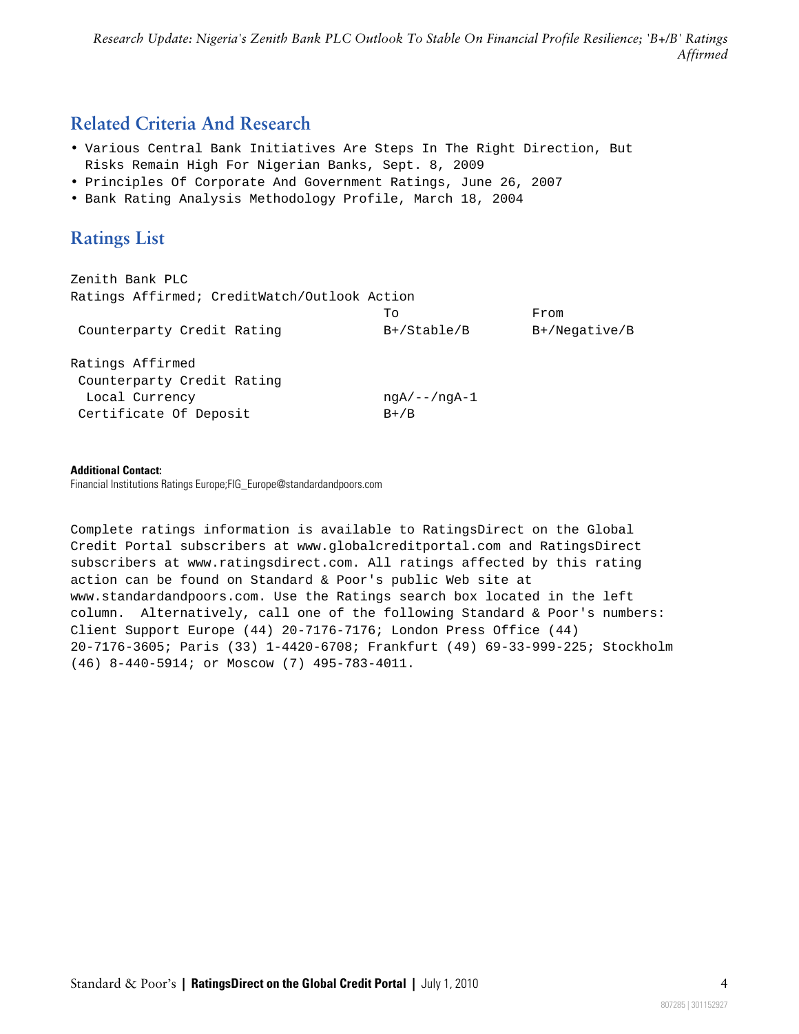## Related Criteria And Research

- Various Central Bank Initiatives Are Steps In The Right Direction, But Risks Remain High For Nigerian Banks, Sept. 8, 2009
- Principles Of Corporate And Government Ratings, June 26, 2007
- Bank Rating Analysis Methodology Profile, March 18, 2004

## Ratings List

Zenith Bank PLC

Ratings Affirmed; CreditWatch/Outlook Action

| | To | From |
|---|---|---|
| Counterparty Credit Rating | B+/Stable/B | B+/Negative/B |

Ratings Affirmed

| | | |
|---|---|---|
| Counterparty Credit Rating | | |
| Local Currency | ngA/--/ngA-1 | |
| Certificate Of Deposit | B+/B | |

**Additional Contact:**
Financial Institutions Ratings Europe;FIG_Europe@standardandpoors.com

Complete ratings information is available to RatingsDirect on the Global Credit Portal subscribers at www.globalcreditportal.com and RatingsDirect subscribers at www.ratingsdirect.com. All ratings affected by this rating action can be found on Standard & Poor's public Web site at www.standardandpoors.com. Use the Ratings search box located in the left column. Alternatively, call one of the following Standard & Poor's numbers: Client Support Europe (44) 20-7176-7176; London Press Office (44) 20-7176-3605; Paris (33) 1-4420-6708; Frankfurt (49) 69-33-999-225; Stockholm (46) 8-440-5914; or Moscow (7) 495-783-4011.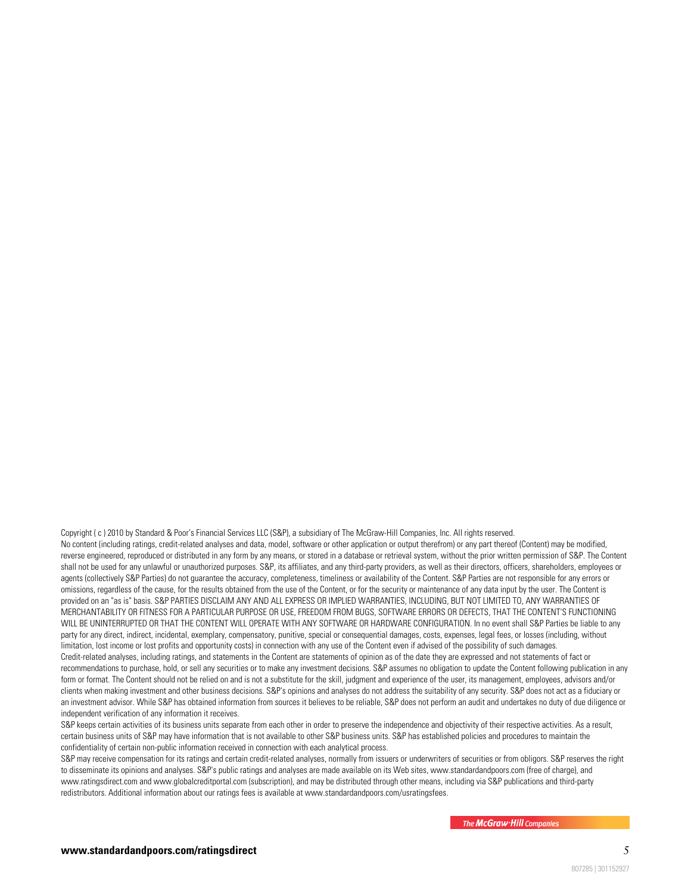Copyright ( c ) 2010 by Standard & Poor's Financial Services LLC (S&P), a subsidiary of The McGraw-Hill Companies, Inc. All rights reserved.

No content (including ratings, credit-related analyses and data, model, software or other application or output therefrom) or any part thereof (Content) may be modified, reverse engineered, reproduced or distributed in any form by any means, or stored in a database or retrieval system, without the prior written permission of S&P. The Content shall not be used for any unlawful or unauthorized purposes. S&P, its affiliates, and any third-party providers, as well as their directors, officers, shareholders, employees or agents (collectively S&P Parties) do not guarantee the accuracy, completeness, timeliness or availability of the Content. S&P Parties are not responsible for any errors or omissions, regardless of the cause, for the results obtained from the use of the Content, or for the security or maintenance of any data input by the user. The Content is provided on an "as is" basis. S&P PARTIES DISCLAIM ANY AND ALL EXPRESS OR IMPLIED WARRANTIES, INCLUDING, BUT NOT LIMITED TO, ANY WARRANTIES OF MERCHANTABILITY OR FITNESS FOR A PARTICULAR PURPOSE OR USE, FREEDOM FROM BUGS, SOFTWARE ERRORS OR DEFECTS, THAT THE CONTENT'S FUNCTIONING WILL BE UNINTERRUPTED OR THAT THE CONTENT WILL OPERATE WITH ANY SOFTWARE OR HARDWARE CONFIGURATION. In no event shall S&P Parties be liable to any party for any direct, indirect, incidental, exemplary, compensatory, punitive, special or consequential damages, costs, expenses, legal fees, or losses (including, without limitation, lost income or lost profits and opportunity costs) in connection with any use of the Content even if advised of the possibility of such damages.

Credit-related analyses, including ratings, and statements in the Content are statements of opinion as of the date they are expressed and not statements of fact or recommendations to purchase, hold, or sell any securities or to make any investment decisions. S&P assumes no obligation to update the Content following publication in any form or format. The Content should not be relied on and is not a substitute for the skill, judgment and experience of the user, its management, employees, advisors and/or clients when making investment and other business decisions. S&P's opinions and analyses do not address the suitability of any security. S&P does not act as a fiduciary or an investment advisor. While S&P has obtained information from sources it believes to be reliable, S&P does not perform an audit and undertakes no duty of due diligence or independent verification of any information it receives.

S&P keeps certain activities of its business units separate from each other in order to preserve the independence and objectivity of their respective activities. As a result, certain business units of S&P may have information that is not available to other S&P business units. S&P has established policies and procedures to maintain the confidentiality of certain non-public information received in connection with each analytical process.

S&P may receive compensation for its ratings and certain credit-related analyses, normally from issuers or underwriters of securities or from obligors. S&P reserves the right to disseminate its opinions and analyses. S&P's public ratings and analyses are made available on its Web sites, www.standardandpoors.com (free of charge), and www.ratingsdirect.com and www.globalcreditportal.com (subscription), and may be distributed through other means, including via S&P publications and third-party redistributors. Additional information about our ratings fees is available at www.standardandpoors.com/usratingsfees.

The McGraw-Hill Companies